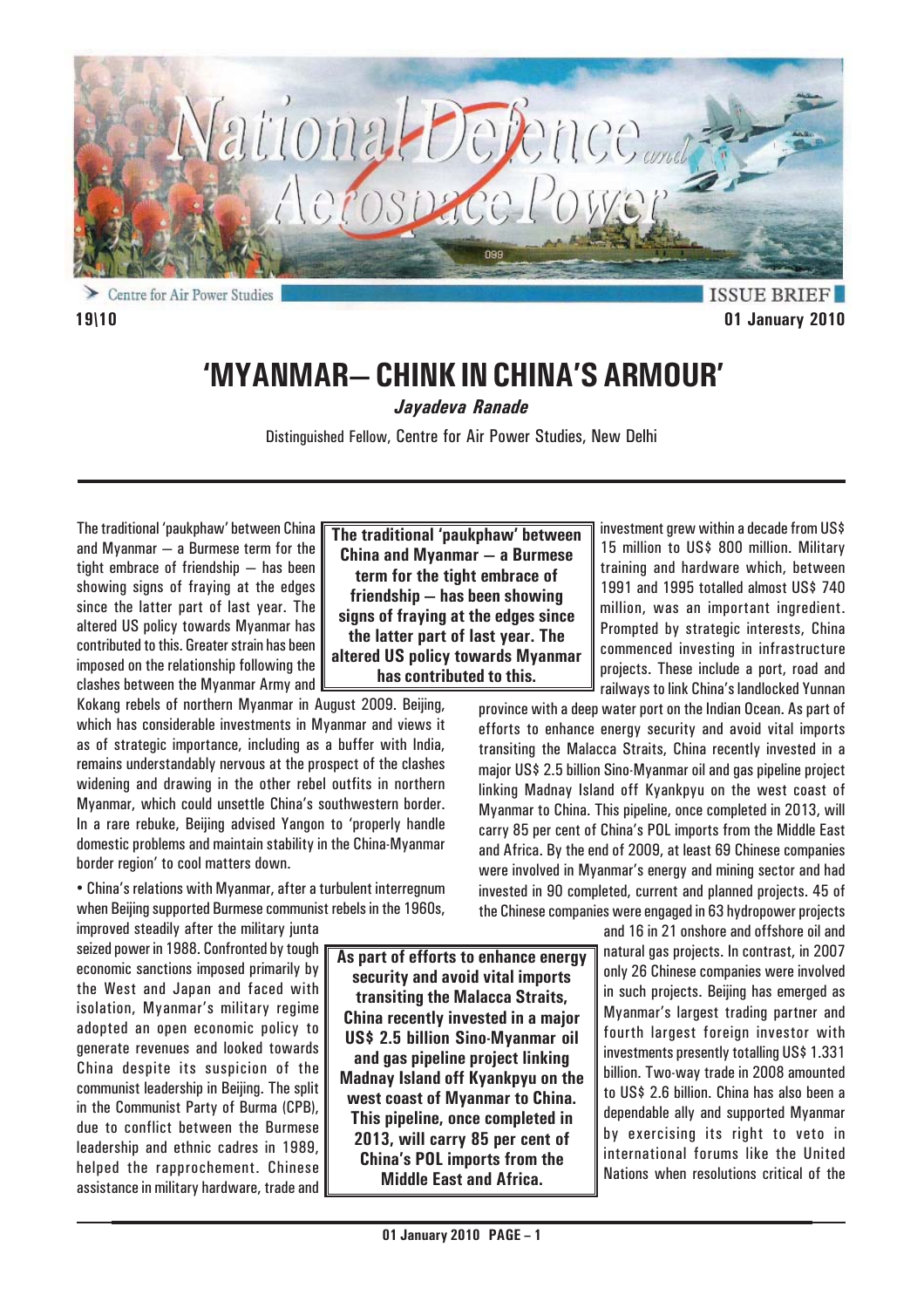Centre for Air Power Studies

ISSUE BRIEF

19\10

01 January 2010

# 'MYANMAR– CHINK IN CHINA'S ARMOUR'

***Jayadeva Ranade***

Distinguished Fellow, Centre for Air Power Studies, New Delhi

The traditional 'paukphaw' between China and Myanmar – a Burmese term for the tight embrace of friendship – has been showing signs of fraying at the edges since the latter part of last year. The altered US policy towards Myanmar has contributed to this. Greater strain has been imposed on the relationship following the clashes between the Myanmar Army and Kokang rebels of northern Myanmar in August 2009. Beijing, which has considerable investments in Myanmar and views it as of strategic importance, including as a buffer with India, remains understandably nervous at the prospect of the clashes widening and drawing in the other rebel outfits in northern Myanmar, which could unsettle China's southwestern border. In a rare rebuke, Beijing advised Yangon to 'properly handle domestic problems and maintain stability in the China-Myanmar border region' to cool matters down.

**The traditional 'paukphaw' between China and Myanmar – a Burmese term for the tight embrace of friendship – has been showing signs of fraying at the edges since the latter part of last year. The altered US policy towards Myanmar has contributed to this.**

• China's relations with Myanmar, after a turbulent interregnum when Beijing supported Burmese communist rebels in the 1960s, improved steadily after the military junta seized power in 1988. Confronted by tough economic sanctions imposed primarily by the West and Japan and faced with isolation, Myanmar's military regime adopted an open economic policy to generate revenues and looked towards China despite its suspicion of the communist leadership in Beijing. The split in the Communist Party of Burma (CPB), due to conflict between the Burmese leadership and ethnic cadres in 1989, helped the rapprochement. Chinese assistance in military hardware, trade and investment grew within a decade from US$ 15 million to US$ 800 million. Military training and hardware which, between 1991 and 1995 totalled almost US$ 740 million, was an important ingredient. Prompted by strategic interests, China commenced investing in infrastructure projects. These include a port, road and railways to link China's landlocked Yunnan province with a deep water port on the Indian Ocean. As part of efforts to enhance energy security and avoid vital imports transiting the Malacca Straits, China recently invested in a major US$ 2.5 billion Sino-Myanmar oil and gas pipeline project linking Madnay Island off Kyankpyu on the west coast of Myanmar to China. This pipeline, once completed in 2013, will carry 85 per cent of China's POL imports from the Middle East and Africa. By the end of 2009, at least 69 Chinese companies were involved in Myanmar's energy and mining sector and had invested in 90 completed, current and planned projects. 45 of the Chinese companies were engaged in 63 hydropower projects and 16 in 21 onshore and offshore oil and natural gas projects. In contrast, in 2007 only 26 Chinese companies were involved in such projects. Beijing has emerged as Myanmar's largest trading partner and fourth largest foreign investor with investments presently totalling US$ 1.331 billion. Two-way trade in 2008 amounted to US$ 2.6 billion. China has also been a dependable ally and supported Myanmar by exercising its right to veto in international forums like the United Nations when resolutions critical of the

**As part of efforts to enhance energy security and avoid vital imports transiting the Malacca Straits, China recently invested in a major US$ 2.5 billion Sino-Myanmar oil and gas pipeline project linking Madnay Island off Kyankpyu on the west coast of Myanmar to China. This pipeline, once completed in 2013, will carry 85 per cent of China's POL imports from the Middle East and Africa.**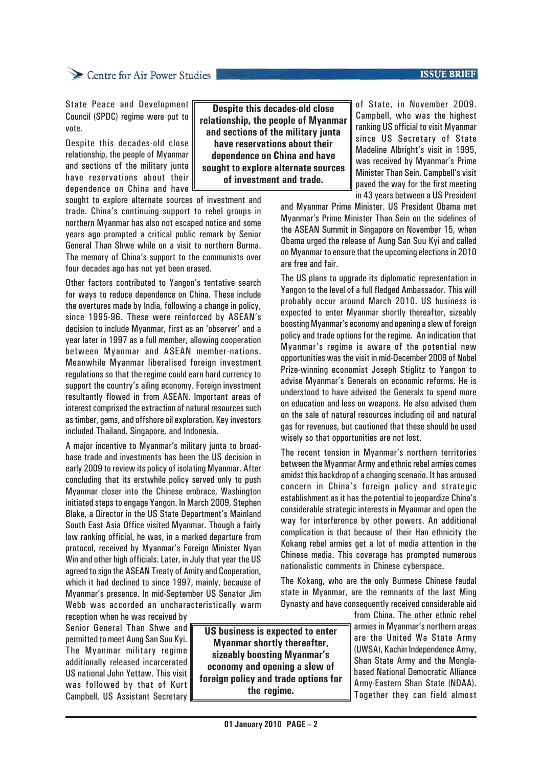State Peace and Development Council (SPDC) regime were put to vote.

Despite this decades-old close relationship, the people of Myanmar and sections of the military junta have reservations about their dependence on China and have sought to explore alternate sources of investment and trade. China's continuing support to rebel groups in northern Myanmar has also not escaped notice and some years ago prompted a critical public remark by Senior General Than Shwe while on a visit to northern Burma. The memory of China's support to the communists over four decades ago has not yet been erased.

> **Despite this decades-old close relationship, the people of Myanmar and sections of the military junta have reservations about their dependence on China and have sought to explore alternate sources of investment and trade.**

Other factors contributed to Yangon's tentative search for ways to reduce dependence on China. These include the overtures made by India, following a change in policy, since 1995-96. These were reinforced by ASEAN's decision to include Myanmar, first as an 'observer' and a year later in 1997 as a full member, allowing cooperation between Myanmar and ASEAN member-nations. Meanwhile Myanmar liberalised foreign investment regulations so that the regime could earn hard currency to support the country's ailing economy. Foreign investment resultantly flowed in from ASEAN. Important areas of interest comprised the extraction of natural resources such as timber, gems, and offshore oil exploration. Key investors included Thailand, Singapore, and Indonesia.

A major incentive to Myanmar's military junta to broad-base trade and investments has been the US decision in early 2009 to review its policy of isolating Myanmar. After concluding that its erstwhile policy served only to push Myanmar closer into the Chinese embrace, Washington initiated steps to engage Yangon. In March 2009, Stephen Blake, a Director in the US State Department's Mainland South East Asia Office visited Myanmar. Though a fairly low ranking official, he was, in a marked departure from protocol, received by Myanmar's Foreign Minister Nyan Win and other high officials. Later, in July that year the US agreed to sign the ASEAN Treaty of Amity and Cooperation, which it had declined to since 1997, mainly, because of Myanmar's presence. In mid-September US Senator Jim Webb was accorded an uncharacteristically warm reception when he was received by Senior General Than Shwe and permitted to meet Aung San Suu Kyi. The Myanmar military regime additionally released incarcerated US national John Yettaw. This visit was followed by that of Kurt Campbell, US Assistant Secretary of State, in November 2009. Campbell, who was the highest ranking US official to visit Myanmar since US Secretary of State Madeline Albright's visit in 1995, was received by Myanmar's Prime Minister Than Sein. Campbell's visit paved the way for the first meeting in 43 years between a US President and Myanmar Prime Minister. US President Obama met Myanmar's Prime Minister Than Sein on the sidelines of the ASEAN Summit in Singapore on November 15, when Obama urged the release of Aung San Suu Kyi and called on Myanmar to ensure that the upcoming elections in 2010 are free and fair.

The US plans to upgrade its diplomatic representation in Yangon to the level of a full fledged Ambassador. This will probably occur around March 2010. US business is expected to enter Myanmar shortly thereafter, sizeably boosting Myanmar's economy and opening a slew of foreign policy and trade options for the regime. An indication that Myanmar's regime is aware of the potential new opportunities was the visit in mid-December 2009 of Nobel Prize-winning economist Joseph Stiglitz to Yangon to advise Myanmar's Generals on economic reforms. He is understood to have advised the Generals to spend more on education and less on weapons. He also advised them on the sale of natural resources including oil and natural gas for revenues, but cautioned that these should be used wisely so that opportunities are not lost.

> **US business is expected to enter Myanmar shortly thereafter, sizeably boosting Myanmar's economy and opening a slew of foreign policy and trade options for the regime.**

The recent tension in Myanmar's northern territories between the Myanmar Army and ethnic rebel armies comes amidst this backdrop of a changing scenario. It has aroused concern in China's foreign policy and strategic establishment as it has the potential to jeopardize China's considerable strategic interests in Myanmar and open the way for interference by other powers. An additional complication is that because of their Han ethnicity the Kokang rebel armies get a lot of media attention in the Chinese media. This coverage has prompted numerous nationalistic comments in Chinese cyberspace.

The Kokang, who are the only Burmese Chinese feudal state in Myanmar, are the remnants of the last Ming Dynasty and have consequently received considerable aid from China. The other ethnic rebel armies in Myanmar's northern areas are the United Wa State Army (UWSA), Kachin Independence Army, Shan State Army and the Mongla-based National Democratic Alliance Army-Eastern Shan State (NDAA). Together they can field almost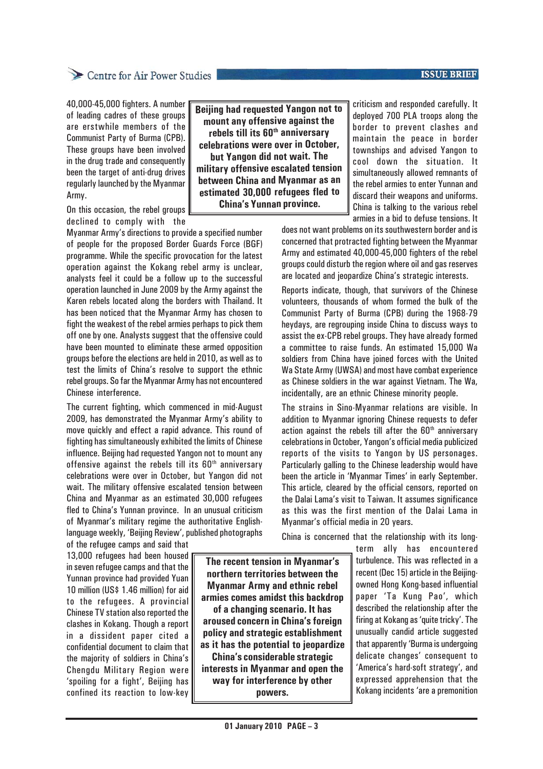40,000-45,000 fighters. A number of leading cadres of these groups are erstwhile members of the Communist Party of Burma (CPB). These groups have been involved in the drug trade and consequently been the target of anti-drug drives regularly launched by the Myanmar Army.

On this occasion, the rebel groups declined to comply with the Myanmar Army's directions to provide a specified number of people for the proposed Border Guards Force (BGF) programme. While the specific provocation for the latest operation against the Kokang rebel army is unclear, analysts feel it could be a follow up to the successful operation launched in June 2009 by the Army against the Karen rebels located along the borders with Thailand. It has been noticed that the Myanmar Army has chosen to fight the weakest of the rebel armies perhaps to pick them off one by one. Analysts suggest that the offensive could have been mounted to eliminate these armed opposition groups before the elections are held in 2010, as well as to test the limits of China's resolve to support the ethnic rebel groups. So far the Myanmar Army has not encountered Chinese interference.

The current fighting, which commenced in mid-August 2009, has demonstrated the Myanmar Army's ability to move quickly and effect a rapid advance. This round of fighting has simultaneously exhibited the limits of Chinese influence. Beijing had requested Yangon not to mount any offensive against the rebels till its 60th anniversary celebrations were over in October, but Yangon did not wait. The military offensive escalated tension between China and Myanmar as an estimated 30,000 refugees fled to China's Yunnan province. In an unusual criticism of Myanmar's military regime the authoritative English-language weekly, 'Beijing Review', published photographs of the refugee camps and said that 13,000 refugees had been housed in seven refugee camps and that the Yunnan province had provided Yuan 10 million (US$ 1.46 million) for aid to the refugees. A provincial Chinese TV station also reported the clashes in Kokang. Though a report in a dissident paper cited a confidential document to claim that the majority of soldiers in China's Chengdu Military Region were 'spoiling for a fight', Beijing has confined its reaction to low-key criticism and responded carefully. It deployed 700 PLA troops along the border to prevent clashes and maintain the peace in border townships and advised Yangon to cool down the situation. It simultaneously allowed remnants of the rebel armies to enter Yunnan and discard their weapons and uniforms. China is talking to the various rebel armies in a bid to defuse tensions. It does not want problems on its southwestern border and is concerned that protracted fighting between the Myanmar Army and estimated 40,000-45,000 fighters of the rebel groups could disturb the region where oil and gas reserves are located and jeopardize China's strategic interests.

> **Beijing had requested Yangon not to mount any offensive against the rebels till its 60th anniversary celebrations were over in October, but Yangon did not wait. The military offensive escalated tension between China and Myanmar as an estimated 30,000 refugees fled to China's Yunnan province.**

Reports indicate, though, that survivors of the Chinese volunteers, thousands of whom formed the bulk of the Communist Party of Burma (CPB) during the 1968-79 heydays, are regrouping inside China to discuss ways to assist the ex-CPB rebel groups. They have already formed a committee to raise funds. An estimated 15,000 Wa soldiers from China have joined forces with the United Wa State Army (UWSA) and most have combat experience as Chinese soldiers in the war against Vietnam. The Wa, incidentally, are an ethnic Chinese minority people.

The strains in Sino-Myanmar relations are visible. In addition to Myanmar ignoring Chinese requests to defer action against the rebels till after the 60th anniversary celebrations in October, Yangon's official media publicized reports of the visits to Yangon by US personages. Particularly galling to the Chinese leadership would have been the article in 'Myanmar Times' in early September. This article, cleared by the official censors, reported on the Dalai Lama's visit to Taiwan. It assumes significance as this was the first mention of the Dalai Lama in Myanmar's official media in 20 years.

China is concerned that the relationship with its long-term ally has encountered turbulence. This was reflected in a recent (Dec 15) article in the Beijing-owned Hong Kong-based influential paper 'Ta Kung Pao', which described the relationship after the firing at Kokang as 'quite tricky'. The unusually candid article suggested that apparently 'Burma is undergoing delicate changes' consequent to 'America's hard-soft strategy', and expressed apprehension that the Kokang incidents 'are a premonition

> **The recent tension in Myanmar's northern territories between the Myanmar Army and ethnic rebel armies comes amidst this backdrop of a changing scenario. It has aroused concern in China's foreign policy and strategic establishment as it has the potential to jeopardize China's considerable strategic interests in Myanmar and open the way for interference by other powers.**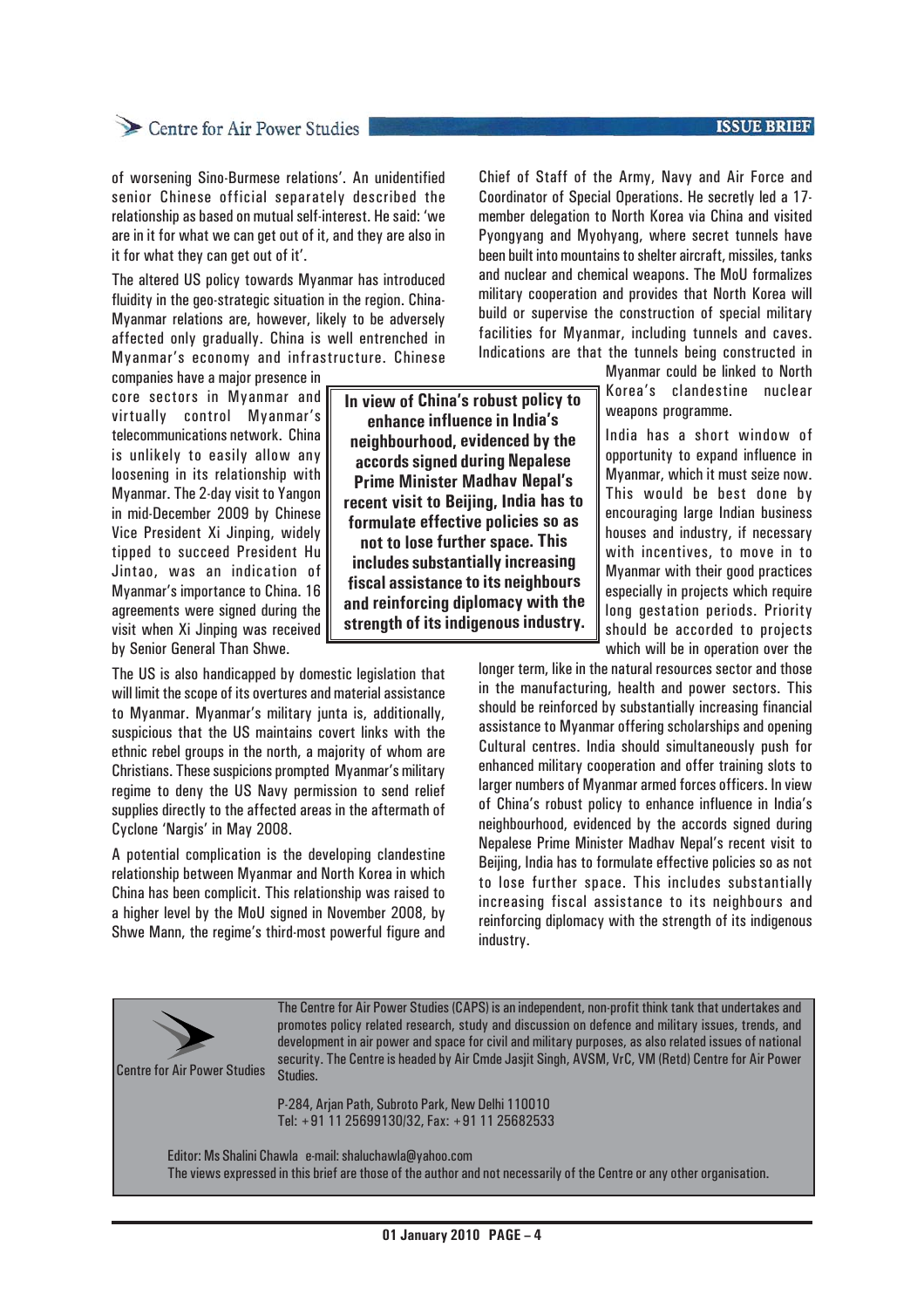of worsening Sino-Burmese relations'. An unidentified senior Chinese official separately described the relationship as based on mutual self-interest. He said: 'we are in it for what we can get out of it, and they are also in it for what they can get out of it'.

The altered US policy towards Myanmar has introduced fluidity in the geo-strategic situation in the region. China-Myanmar relations are, however, likely to be adversely affected only gradually. China is well entrenched in Myanmar's economy and infrastructure. Chinese companies have a major presence in core sectors in Myanmar and virtually control Myanmar's telecommunications network. China is unlikely to easily allow any loosening in its relationship with Myanmar. The 2-day visit to Yangon in mid-December 2009 by Chinese Vice President Xi Jinping, widely tipped to succeed President Hu Jintao, was an indication of Myanmar's importance to China. 16 agreements were signed during the visit when Xi Jinping was received by Senior General Than Shwe.

**In view of China's robust policy to enhance influence in India's neighbourhood, evidenced by the accords signed during Nepalese Prime Minister Madhav Nepal's recent visit to Beijing, India has to formulate effective policies so as not to lose further space. This includes substantially increasing fiscal assistance to its neighbours and reinforcing diplomacy with the strength of its indigenous industry.**

The US is also handicapped by domestic legislation that will limit the scope of its overtures and material assistance to Myanmar. Myanmar's military junta is, additionally, suspicious that the US maintains covert links with the ethnic rebel groups in the north, a majority of whom are Christians. These suspicions prompted Myanmar's military regime to deny the US Navy permission to send relief supplies directly to the affected areas in the aftermath of Cyclone 'Nargis' in May 2008.

A potential complication is the developing clandestine relationship between Myanmar and North Korea in which China has been complicit. This relationship was raised to a higher level by the MoU signed in November 2008, by Shwe Mann, the regime's third-most powerful figure and Chief of Staff of the Army, Navy and Air Force and Coordinator of Special Operations. He secretly led a 17-member delegation to North Korea via China and visited Pyongyang and Myohyang, where secret tunnels have been built into mountains to shelter aircraft, missiles, tanks and nuclear and chemical weapons. The MoU formalizes military cooperation and provides that North Korea will build or supervise the construction of special military facilities for Myanmar, including tunnels and caves. Indications are that the tunnels being constructed in Myanmar could be linked to North Korea's clandestine nuclear weapons programme.

India has a short window of opportunity to expand influence in Myanmar, which it must seize now. This would be best done by encouraging large Indian business houses and industry, if necessary with incentives, to move in to Myanmar with their good practices especially in projects which require long gestation periods. Priority should be accorded to projects which will be in operation over the longer term, like in the natural resources sector and those in the manufacturing, health and power sectors. This should be reinforced by substantially increasing financial assistance to Myanmar offering scholarships and opening Cultural centres. India should simultaneously push for enhanced military cooperation and offer training slots to larger numbers of Myanmar armed forces officers. In view of China's robust policy to enhance influence in India's neighbourhood, evidenced by the accords signed during Nepalese Prime Minister Madhav Nepal's recent visit to Beijing, India has to formulate effective policies so as not to lose further space. This includes substantially increasing fiscal assistance to its neighbours and reinforcing diplomacy with the strength of its indigenous industry.

---

Centre for Air Power Studies

The Centre for Air Power Studies (CAPS) is an independent, non-profit think tank that undertakes and promotes policy related research, study and discussion on defence and military issues, trends, and development in air power and space for civil and military purposes, as also related issues of national security. The Centre is headed by Air Cmde Jasjit Singh, AVSM, VrC, VM (Retd) Centre for Air Power Studies.

P-284, Arjan Path, Subroto Park, New Delhi 110010
Tel: +91 11 25699130/32, Fax: +91 11 25682533

Editor: Ms Shalini Chawla e-mail: shaluchawla@yahoo.com
The views expressed in this brief are those of the author and not necessarily of the Centre or any other organisation.